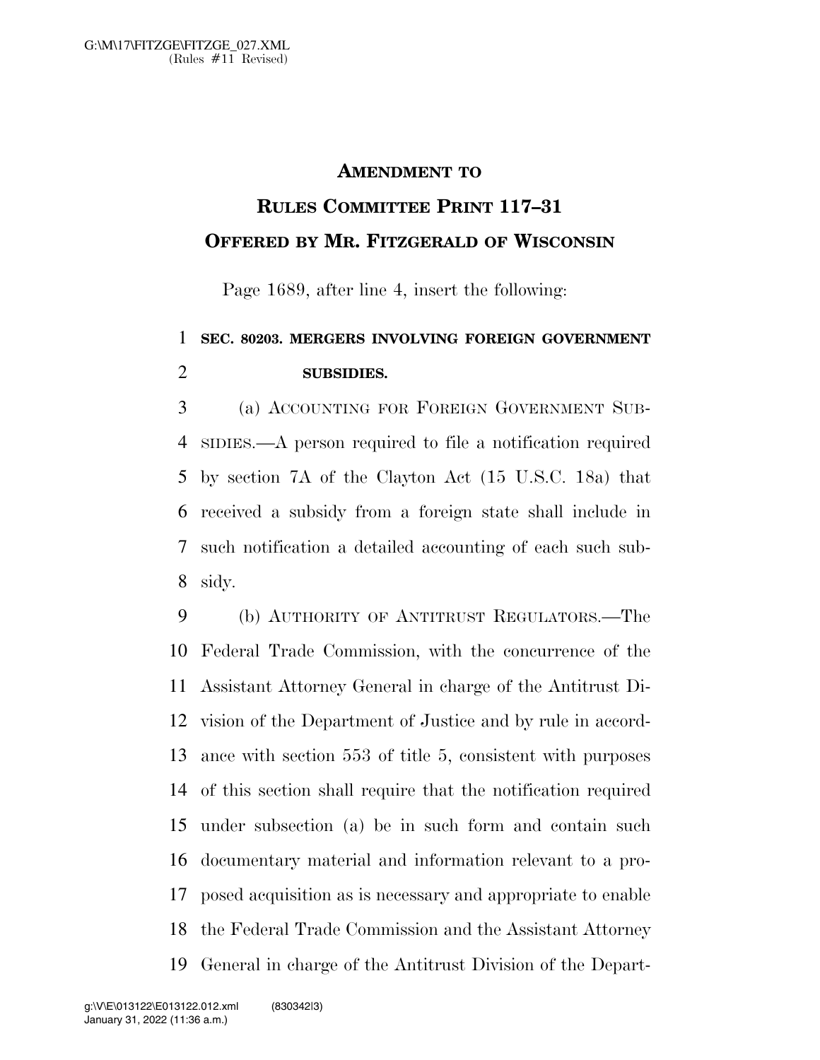**AMENDMENT TO**

**RULES COMMITTEE PRINT 117–31**

**OFFERED BY MR. FITZGERALD OF WISCONSIN**

Page 1689, after line 4, insert the following:

**SEC. 80203. MERGERS INVOLVING FOREIGN GOVERNMENT SUBSIDIES.**

(a) ACCOUNTING FOR FOREIGN GOVERNMENT SUBSIDIES.—A person required to file a notification required by section 7A of the Clayton Act (15 U.S.C. 18a) that received a subsidy from a foreign state shall include in such notification a detailed accounting of each such subsidy.

(b) AUTHORITY OF ANTITRUST REGULATORS.—The Federal Trade Commission, with the concurrence of the Assistant Attorney General in charge of the Antitrust Division of the Department of Justice and by rule in accordance with section 553 of title 5, consistent with purposes of this section shall require that the notification required under subsection (a) be in such form and contain such documentary material and information relevant to a proposed acquisition as is necessary and appropriate to enable the Federal Trade Commission and the Assistant Attorney General in charge of the Antitrust Division of the Depart-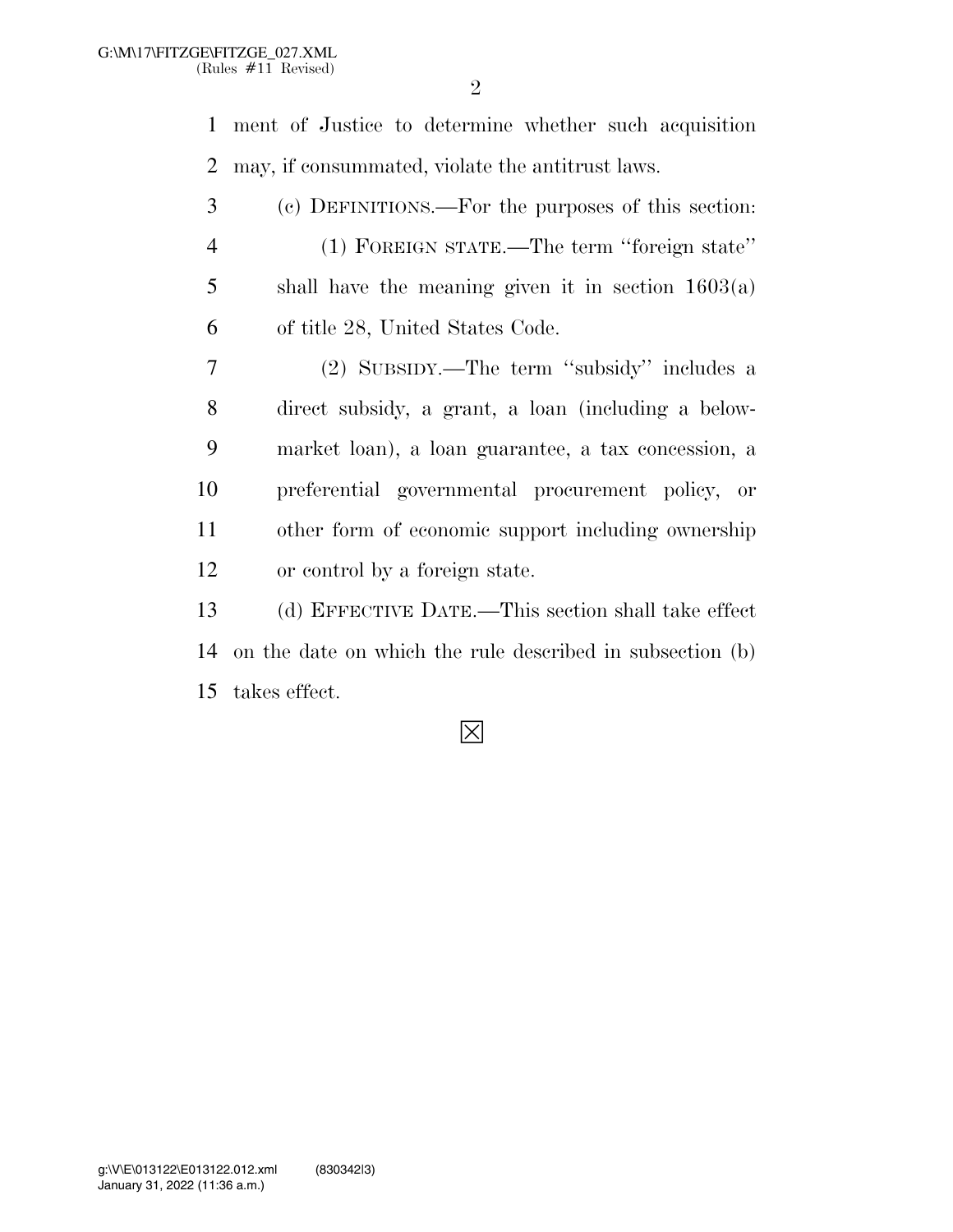ment of Justice to determine whether such acquisition may, if consummated, violate the antitrust laws.

(c) DEFINITIONS.—For the purposes of this section:

(1) FOREIGN STATE.—The term ''foreign state'' shall have the meaning given it in section 1603(a) of title 28, United States Code.

(2) SUBSIDY.—The term ''subsidy'' includes a direct subsidy, a grant, a loan (including a below-market loan), a loan guarantee, a tax concession, a preferential governmental procurement policy, or other form of economic support including ownership or control by a foreign state.

(d) EFFECTIVE DATE.—This section shall take effect on the date on which the rule described in subsection (b) takes effect.